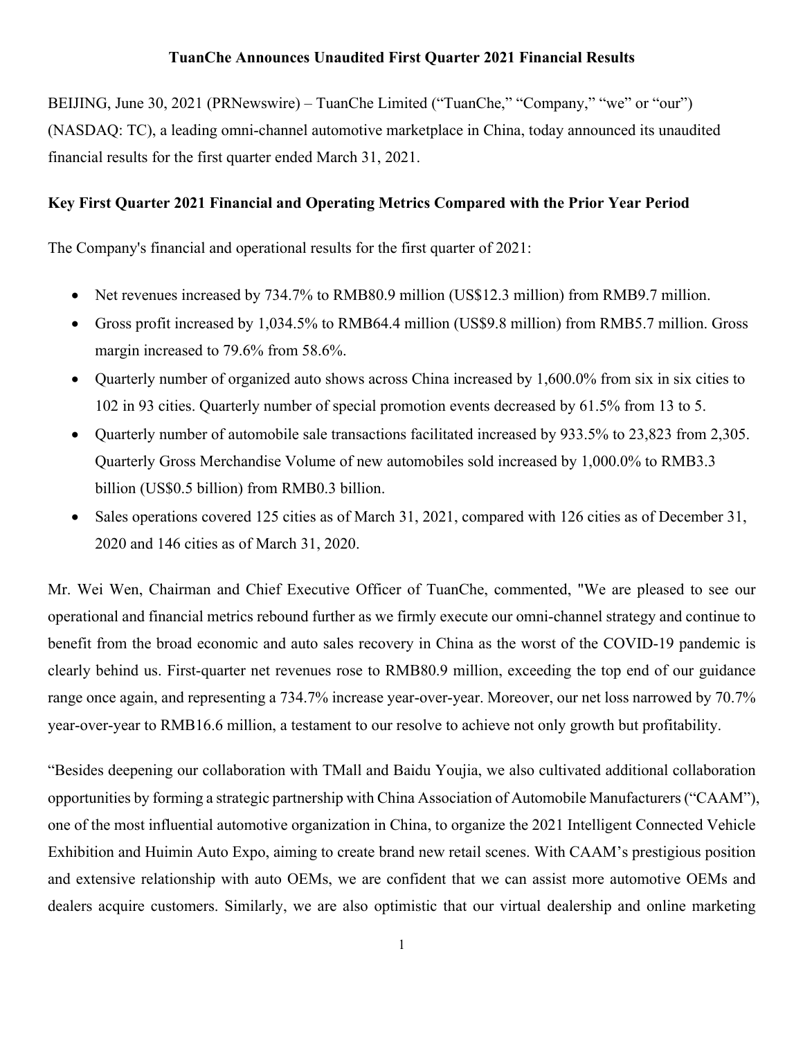# TuanChe Announces Unaudited First Quarter 2021 Financial Results

BEIJING, June 30, 2021 (PRNewswire) – TuanChe Limited ("TuanChe," "Company," "we" or "our") (NASDAQ: TC), a leading omni-channel automotive marketplace in China, today announced its unaudited financial results for the first quarter ended March 31, 2021.

## Key First Quarter 2021 Financial and Operating Metrics Compared with the Prior Year Period

The Company's financial and operational results for the first quarter of 2021:

- Net revenues increased by 734.7% to RMB80.9 million (US$12.3 million) from RMB9.7 million.
- Gross profit increased by 1,034.5% to RMB64.4 million (US$9.8 million) from RMB5.7 million. Gross margin increased to 79.6% from 58.6%.
- Quarterly number of organized auto shows across China increased by 1,600.0% from six in six cities to 102 in 93 cities. Quarterly number of special promotion events decreased by 61.5% from 13 to 5.
- Quarterly number of automobile sale transactions facilitated increased by 933.5% to 23,823 from 2,305. Quarterly Gross Merchandise Volume of new automobiles sold increased by 1,000.0% to RMB3.3 billion (US$0.5 billion) from RMB0.3 billion.
- Sales operations covered 125 cities as of March 31, 2021, compared with 126 cities as of December 31, 2020 and 146 cities as of March 31, 2020.

Mr. Wei Wen, Chairman and Chief Executive Officer of TuanChe, commented, "We are pleased to see our operational and financial metrics rebound further as we firmly execute our omni-channel strategy and continue to benefit from the broad economic and auto sales recovery in China as the worst of the COVID-19 pandemic is clearly behind us. First-quarter net revenues rose to RMB80.9 million, exceeding the top end of our guidance range once again, and representing a 734.7% increase year-over-year. Moreover, our net loss narrowed by 70.7% year-over-year to RMB16.6 million, a testament to our resolve to achieve not only growth but profitability.

"Besides deepening our collaboration with TMall and Baidu Youjia, we also cultivated additional collaboration opportunities by forming a strategic partnership with China Association of Automobile Manufacturers ("CAAM"), one of the most influential automotive organization in China, to organize the 2021 Intelligent Connected Vehicle Exhibition and Huimin Auto Expo, aiming to create brand new retail scenes. With CAAM's prestigious position and extensive relationship with auto OEMs, we are confident that we can assist more automotive OEMs and dealers acquire customers. Similarly, we are also optimistic that our virtual dealership and online marketing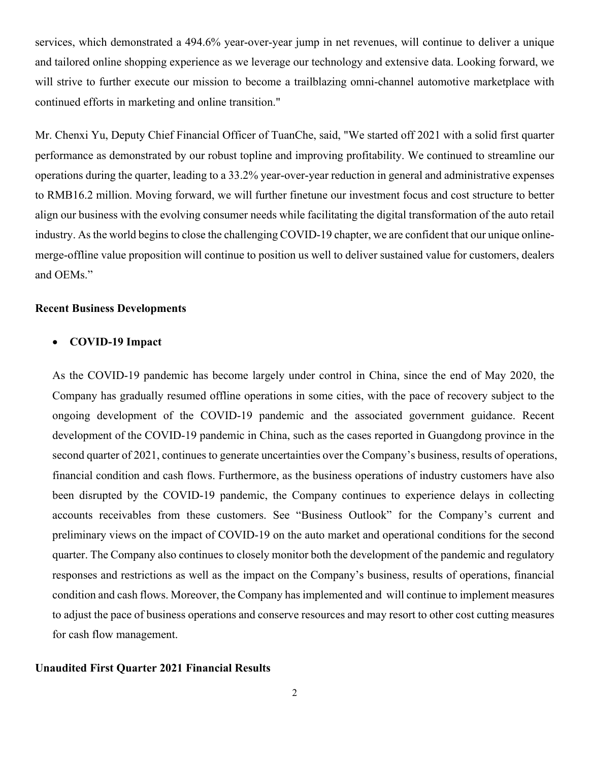services, which demonstrated a 494.6% year-over-year jump in net revenues, will continue to deliver a unique and tailored online shopping experience as we leverage our technology and extensive data. Looking forward, we will strive to further execute our mission to become a trailblazing omni-channel automotive marketplace with continued efforts in marketing and online transition."

Mr. Chenxi Yu, Deputy Chief Financial Officer of TuanChe, said, "We started off 2021 with a solid first quarter performance as demonstrated by our robust topline and improving profitability. We continued to streamline our operations during the quarter, leading to a 33.2% year-over-year reduction in general and administrative expenses to RMB16.2 million. Moving forward, we will further finetune our investment focus and cost structure to better align our business with the evolving consumer needs while facilitating the digital transformation of the auto retail industry. As the world begins to close the challenging COVID-19 chapter, we are confident that our unique online-merge-offline value proposition will continue to position us well to deliver sustained value for customers, dealers and OEMs."

**Recent Business Developments**

- **COVID-19 Impact**

As the COVID-19 pandemic has become largely under control in China, since the end of May 2020, the Company has gradually resumed offline operations in some cities, with the pace of recovery subject to the ongoing development of the COVID-19 pandemic and the associated government guidance. Recent development of the COVID-19 pandemic in China, such as the cases reported in Guangdong province in the second quarter of 2021, continues to generate uncertainties over the Company's business, results of operations, financial condition and cash flows. Furthermore, as the business operations of industry customers have also been disrupted by the COVID-19 pandemic, the Company continues to experience delays in collecting accounts receivables from these customers. See "Business Outlook" for the Company's current and preliminary views on the impact of COVID-19 on the auto market and operational conditions for the second quarter. The Company also continues to closely monitor both the development of the pandemic and regulatory responses and restrictions as well as the impact on the Company's business, results of operations, financial condition and cash flows. Moreover, the Company has implemented and will continue to implement measures to adjust the pace of business operations and conserve resources and may resort to other cost cutting measures for cash flow management.

**Unaudited First Quarter 2021 Financial Results**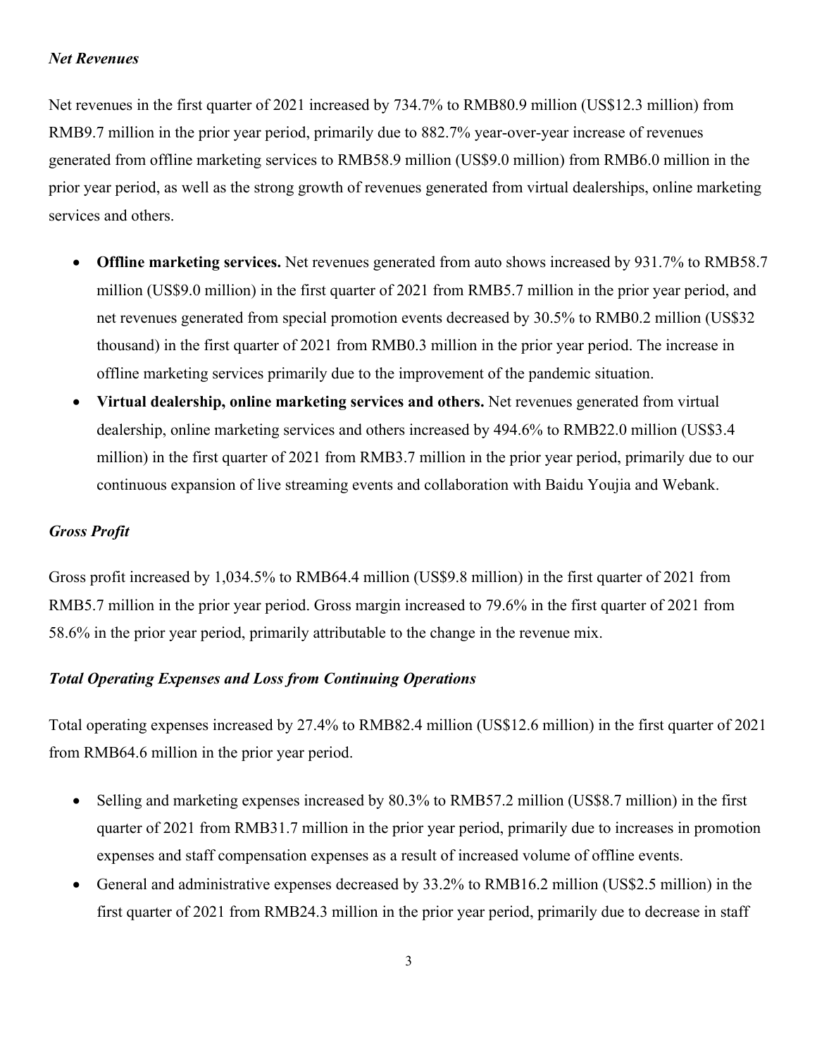*Net Revenues*

Net revenues in the first quarter of 2021 increased by 734.7% to RMB80.9 million (US$12.3 million) from RMB9.7 million in the prior year period, primarily due to 882.7% year-over-year increase of revenues generated from offline marketing services to RMB58.9 million (US$9.0 million) from RMB6.0 million in the prior year period, as well as the strong growth of revenues generated from virtual dealerships, online marketing services and others.

- **Offline marketing services.** Net revenues generated from auto shows increased by 931.7% to RMB58.7 million (US$9.0 million) in the first quarter of 2021 from RMB5.7 million in the prior year period, and net revenues generated from special promotion events decreased by 30.5% to RMB0.2 million (US$32 thousand) in the first quarter of 2021 from RMB0.3 million in the prior year period. The increase in offline marketing services primarily due to the improvement of the pandemic situation.
- **Virtual dealership, online marketing services and others.** Net revenues generated from virtual dealership, online marketing services and others increased by 494.6% to RMB22.0 million (US$3.4 million) in the first quarter of 2021 from RMB3.7 million in the prior year period, primarily due to our continuous expansion of live streaming events and collaboration with Baidu Youjia and Webank.

*Gross Profit*

Gross profit increased by 1,034.5% to RMB64.4 million (US$9.8 million) in the first quarter of 2021 from RMB5.7 million in the prior year period. Gross margin increased to 79.6% in the first quarter of 2021 from 58.6% in the prior year period, primarily attributable to the change in the revenue mix.

*Total Operating Expenses and Loss from Continuing Operations*

Total operating expenses increased by 27.4% to RMB82.4 million (US$12.6 million) in the first quarter of 2021 from RMB64.6 million in the prior year period.

- Selling and marketing expenses increased by 80.3% to RMB57.2 million (US$8.7 million) in the first quarter of 2021 from RMB31.7 million in the prior year period, primarily due to increases in promotion expenses and staff compensation expenses as a result of increased volume of offline events.
- General and administrative expenses decreased by 33.2% to RMB16.2 million (US$2.5 million) in the first quarter of 2021 from RMB24.3 million in the prior year period, primarily due to decrease in staff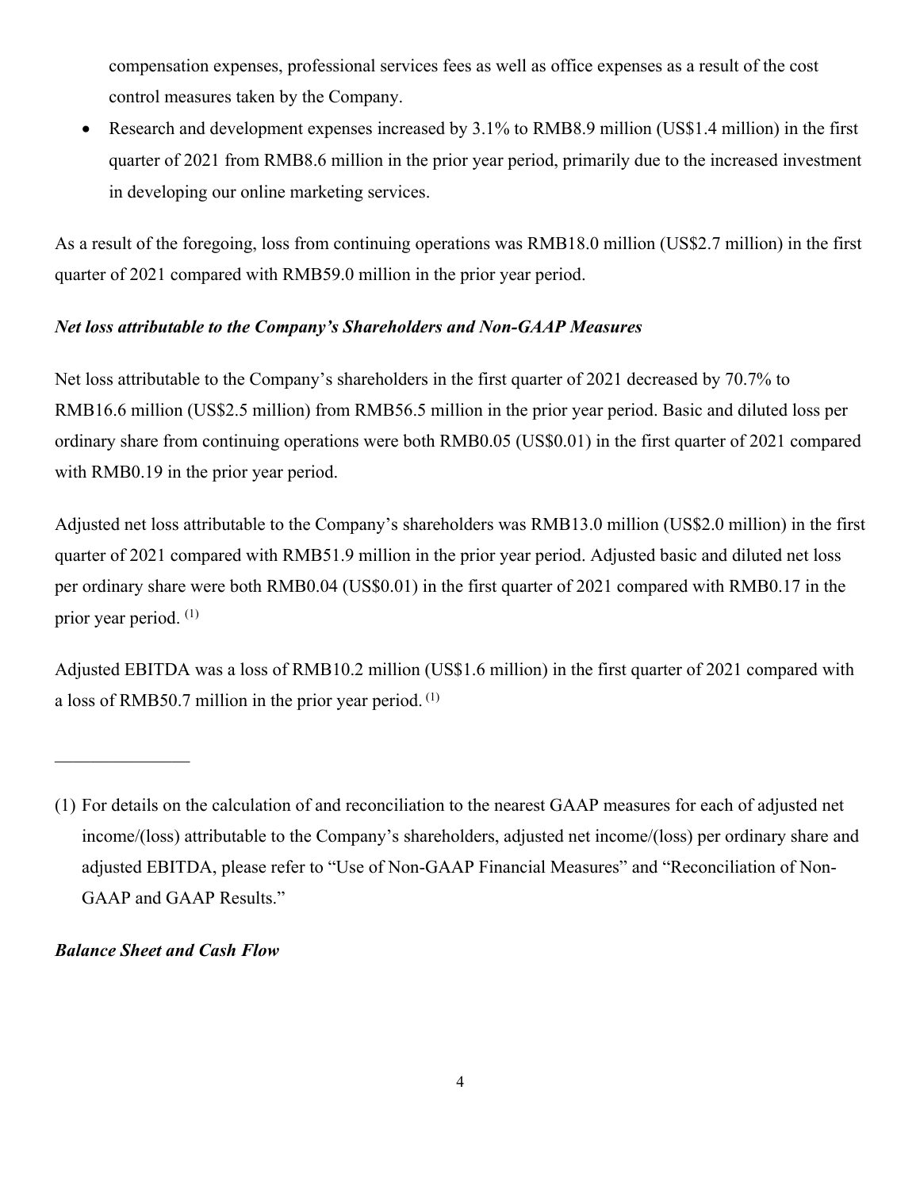compensation expenses, professional services fees as well as office expenses as a result of the cost control measures taken by the Company.

- Research and development expenses increased by 3.1% to RMB8.9 million (US$1.4 million) in the first quarter of 2021 from RMB8.6 million in the prior year period, primarily due to the increased investment in developing our online marketing services.

As a result of the foregoing, loss from continuing operations was RMB18.0 million (US$2.7 million) in the first quarter of 2021 compared with RMB59.0 million in the prior year period.

***Net loss attributable to the Company's Shareholders and Non-GAAP Measures***

Net loss attributable to the Company's shareholders in the first quarter of 2021 decreased by 70.7% to RMB16.6 million (US$2.5 million) from RMB56.5 million in the prior year period. Basic and diluted loss per ordinary share from continuing operations were both RMB0.05 (US$0.01) in the first quarter of 2021 compared with RMB0.19 in the prior year period.

Adjusted net loss attributable to the Company's shareholders was RMB13.0 million (US$2.0 million) in the first quarter of 2021 compared with RMB51.9 million in the prior year period. Adjusted basic and diluted net loss per ordinary share were both RMB0.04 (US$0.01) in the first quarter of 2021 compared with RMB0.17 in the prior year period. (1)

Adjusted EBITDA was a loss of RMB10.2 million (US$1.6 million) in the first quarter of 2021 compared with a loss of RMB50.7 million in the prior year period. (1)

---

(1) For details on the calculation of and reconciliation to the nearest GAAP measures for each of adjusted net income/(loss) attributable to the Company's shareholders, adjusted net income/(loss) per ordinary share and adjusted EBITDA, please refer to "Use of Non-GAAP Financial Measures" and "Reconciliation of Non-GAAP and GAAP Results."

***Balance Sheet and Cash Flow***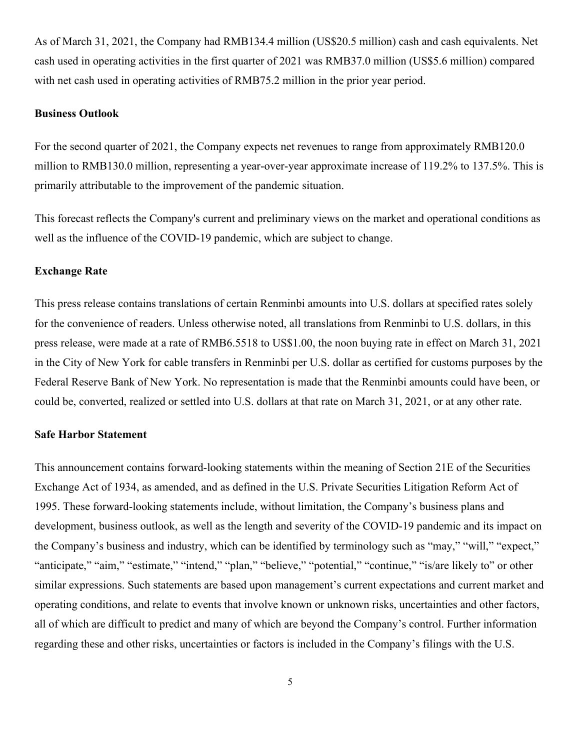As of March 31, 2021, the Company had RMB134.4 million (US$20.5 million) cash and cash equivalents. Net cash used in operating activities in the first quarter of 2021 was RMB37.0 million (US$5.6 million) compared with net cash used in operating activities of RMB75.2 million in the prior year period.

**Business Outlook**

For the second quarter of 2021, the Company expects net revenues to range from approximately RMB120.0 million to RMB130.0 million, representing a year-over-year approximate increase of 119.2% to 137.5%. This is primarily attributable to the improvement of the pandemic situation.

This forecast reflects the Company's current and preliminary views on the market and operational conditions as well as the influence of the COVID-19 pandemic, which are subject to change.

**Exchange Rate**

This press release contains translations of certain Renminbi amounts into U.S. dollars at specified rates solely for the convenience of readers. Unless otherwise noted, all translations from Renminbi to U.S. dollars, in this press release, were made at a rate of RMB6.5518 to US$1.00, the noon buying rate in effect on March 31, 2021 in the City of New York for cable transfers in Renminbi per U.S. dollar as certified for customs purposes by the Federal Reserve Bank of New York. No representation is made that the Renminbi amounts could have been, or could be, converted, realized or settled into U.S. dollars at that rate on March 31, 2021, or at any other rate.

**Safe Harbor Statement**

This announcement contains forward-looking statements within the meaning of Section 21E of the Securities Exchange Act of 1934, as amended, and as defined in the U.S. Private Securities Litigation Reform Act of 1995. These forward-looking statements include, without limitation, the Company's business plans and development, business outlook, as well as the length and severity of the COVID-19 pandemic and its impact on the Company's business and industry, which can be identified by terminology such as "may," "will," "expect," "anticipate," "aim," "estimate," "intend," "plan," "believe," "potential," "continue," "is/are likely to" or other similar expressions. Such statements are based upon management's current expectations and current market and operating conditions, and relate to events that involve known or unknown risks, uncertainties and other factors, all of which are difficult to predict and many of which are beyond the Company's control. Further information regarding these and other risks, uncertainties or factors is included in the Company's filings with the U.S.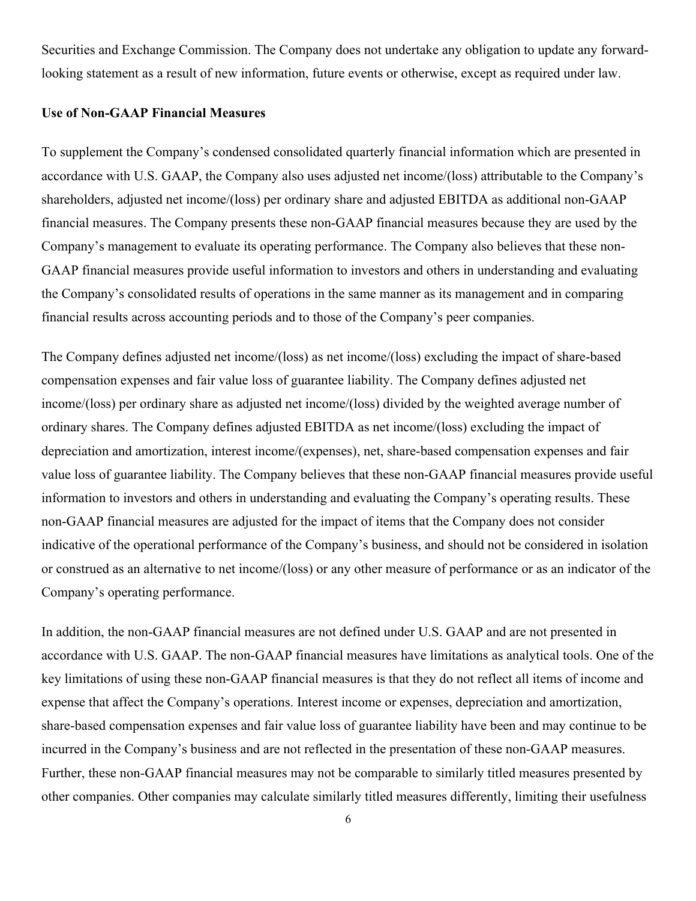Securities and Exchange Commission. The Company does not undertake any obligation to update any forward-looking statement as a result of new information, future events or otherwise, except as required under law.

**Use of Non-GAAP Financial Measures**

To supplement the Company's condensed consolidated quarterly financial information which are presented in accordance with U.S. GAAP, the Company also uses adjusted net income/(loss) attributable to the Company's shareholders, adjusted net income/(loss) per ordinary share and adjusted EBITDA as additional non-GAAP financial measures. The Company presents these non-GAAP financial measures because they are used by the Company's management to evaluate its operating performance. The Company also believes that these non-GAAP financial measures provide useful information to investors and others in understanding and evaluating the Company's consolidated results of operations in the same manner as its management and in comparing financial results across accounting periods and to those of the Company's peer companies.

The Company defines adjusted net income/(loss) as net income/(loss) excluding the impact of share-based compensation expenses and fair value loss of guarantee liability. The Company defines adjusted net income/(loss) per ordinary share as adjusted net income/(loss) divided by the weighted average number of ordinary shares. The Company defines adjusted EBITDA as net income/(loss) excluding the impact of depreciation and amortization, interest income/(expenses), net, share-based compensation expenses and fair value loss of guarantee liability. The Company believes that these non-GAAP financial measures provide useful information to investors and others in understanding and evaluating the Company's operating results. These non-GAAP financial measures are adjusted for the impact of items that the Company does not consider indicative of the operational performance of the Company's business, and should not be considered in isolation or construed as an alternative to net income/(loss) or any other measure of performance or as an indicator of the Company's operating performance.

In addition, the non-GAAP financial measures are not defined under U.S. GAAP and are not presented in accordance with U.S. GAAP. The non-GAAP financial measures have limitations as analytical tools. One of the key limitations of using these non-GAAP financial measures is that they do not reflect all items of income and expense that affect the Company's operations. Interest income or expenses, depreciation and amortization, share-based compensation expenses and fair value loss of guarantee liability have been and may continue to be incurred in the Company's business and are not reflected in the presentation of these non-GAAP measures. Further, these non-GAAP financial measures may not be comparable to similarly titled measures presented by other companies. Other companies may calculate similarly titled measures differently, limiting their usefulness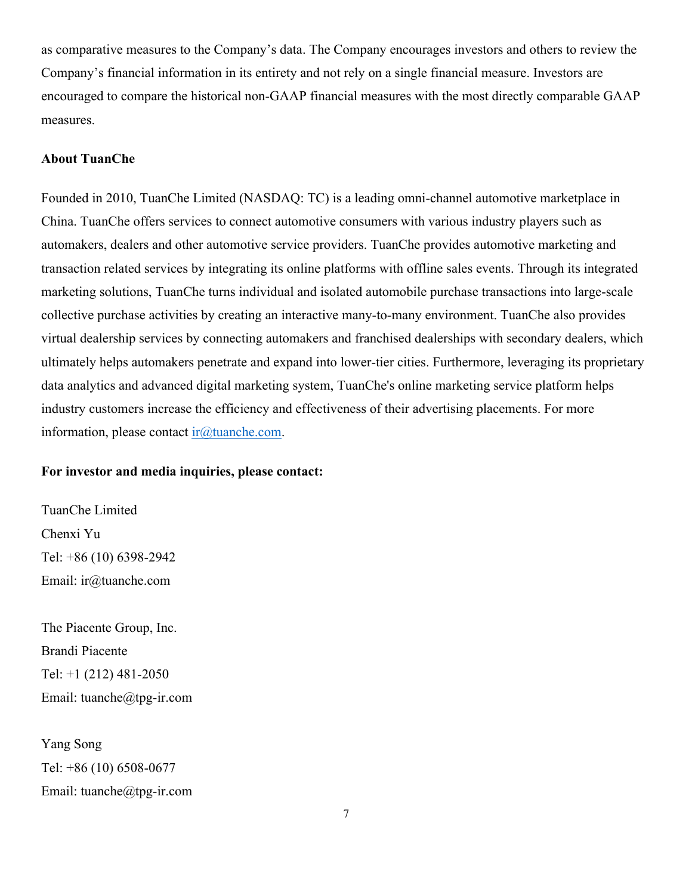as comparative measures to the Company's data. The Company encourages investors and others to review the Company's financial information in its entirety and not rely on a single financial measure. Investors are encouraged to compare the historical non-GAAP financial measures with the most directly comparable GAAP measures.

**About TuanChe**

Founded in 2010, TuanChe Limited (NASDAQ: TC) is a leading omni-channel automotive marketplace in China. TuanChe offers services to connect automotive consumers with various industry players such as automakers, dealers and other automotive service providers. TuanChe provides automotive marketing and transaction related services by integrating its online platforms with offline sales events. Through its integrated marketing solutions, TuanChe turns individual and isolated automobile purchase transactions into large-scale collective purchase activities by creating an interactive many-to-many environment. TuanChe also provides virtual dealership services by connecting automakers and franchised dealerships with secondary dealers, which ultimately helps automakers penetrate and expand into lower-tier cities. Furthermore, leveraging its proprietary data analytics and advanced digital marketing system, TuanChe's online marketing service platform helps industry customers increase the efficiency and effectiveness of their advertising placements. For more information, please contact ir@tuanche.com.

**For investor and media inquiries, please contact:**

TuanChe Limited
Chenxi Yu
Tel: +86 (10) 6398-2942
Email: ir@tuanche.com

The Piacente Group, Inc.
Brandi Piacente
Tel: +1 (212) 481-2050
Email: tuanche@tpg-ir.com

Yang Song
Tel: +86 (10) 6508-0677
Email: tuanche@tpg-ir.com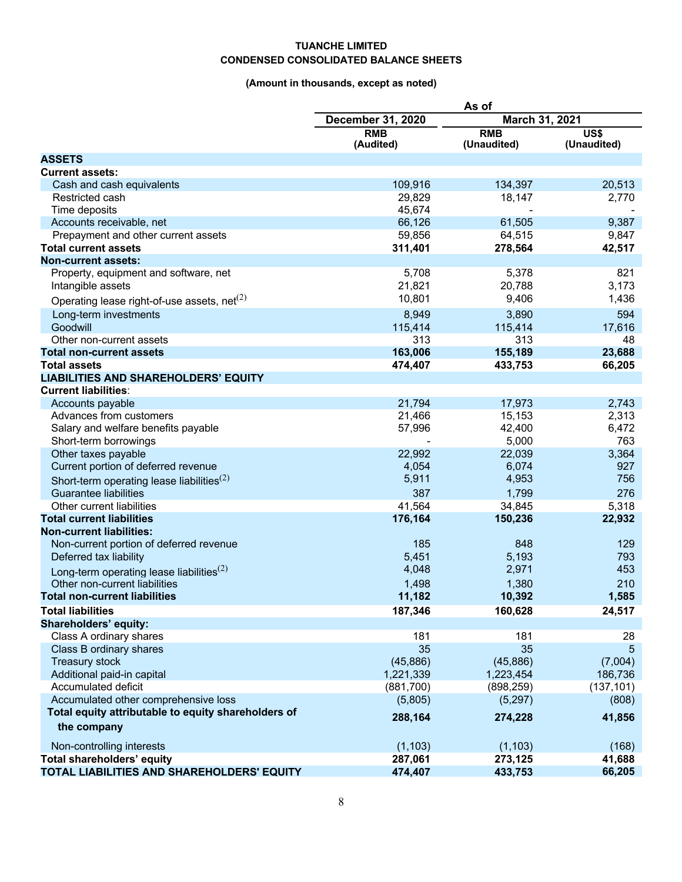**TUANCHE LIMITED**

**CONDENSED CONSOLIDATED BALANCE SHEETS**

**(Amount in thousands, except as noted)**

| | As of | | |
|---|---|---|---|
| | December 31, 2020 | March 31, 2021 | |
| | RMB (Audited) | RMB (Unaudited) | US$ (Unaudited) |
| **ASSETS** | | | |
| **Current assets:** | | | |
| Cash and cash equivalents | 109,916 | 134,397 | 20,513 |
| Restricted cash | 29,829 | 18,147 | 2,770 |
| Time deposits | 45,674 | - | - |
| Accounts receivable, net | 66,126 | 61,505 | 9,387 |
| Prepayment and other current assets | 59,856 | 64,515 | 9,847 |
| **Total current assets** | **311,401** | **278,564** | **42,517** |
| **Non-current assets:** | | | |
| Property, equipment and software, net | 5,708 | 5,378 | 821 |
| Intangible assets | 21,821 | 20,788 | 3,173 |
| Operating lease right-of-use assets, net(2) | 10,801 | 9,406 | 1,436 |
| Long-term investments | 8,949 | 3,890 | 594 |
| Goodwill | 115,414 | 115,414 | 17,616 |
| Other non-current assets | 313 | 313 | 48 |
| **Total non-current assets** | **163,006** | **155,189** | **23,688** |
| **Total assets** | **474,407** | **433,753** | **66,205** |
| **LIABILITIES AND SHAREHOLDERS' EQUITY** | | | |
| **Current liabilities**: | | | |
| Accounts payable | 21,794 | 17,973 | 2,743 |
| Advances from customers | 21,466 | 15,153 | 2,313 |
| Salary and welfare benefits payable | 57,996 | 42,400 | 6,472 |
| Short-term borrowings | - | 5,000 | 763 |
| Other taxes payable | 22,992 | 22,039 | 3,364 |
| Current portion of deferred revenue | 4,054 | 6,074 | 927 |
| Short-term operating lease liabilities(2) | 5,911 | 4,953 | 756 |
| Guarantee liabilities | 387 | 1,799 | 276 |
| Other current liabilities | 41,564 | 34,845 | 5,318 |
| **Total current liabilities** | **176,164** | **150,236** | **22,932** |
| **Non-current liabilities:** | | | |
| Non-current portion of deferred revenue | 185 | 848 | 129 |
| Deferred tax liability | 5,451 | 5,193 | 793 |
| Long-term operating lease liabilities(2) | 4,048 | 2,971 | 453 |
| Other non-current liabilities | 1,498 | 1,380 | 210 |
| **Total non-current liabilities** | **11,182** | **10,392** | **1,585** |
| **Total liabilities** | **187,346** | **160,628** | **24,517** |
| **Shareholders' equity:** | | | |
| Class A ordinary shares | 181 | 181 | 28 |
| Class B ordinary shares | 35 | 35 | 5 |
| Treasury stock | (45,886) | (45,886) | (7,004) |
| Additional paid-in capital | 1,221,339 | 1,223,454 | 186,736 |
| Accumulated deficit | (881,700) | (898,259) | (137,101) |
| Accumulated other comprehensive loss | (5,805) | (5,297) | (808) |
| **Total equity attributable to equity shareholders of the company** | **288,164** | **274,228** | **41,856** |
| Non-controlling interests | (1,103) | (1,103) | (168) |
| **Total shareholders' equity** | **287,061** | **273,125** | **41,688** |
| **TOTAL LIABILITIES AND SHAREHOLDERS' EQUITY** | **474,407** | **433,753** | **66,205** |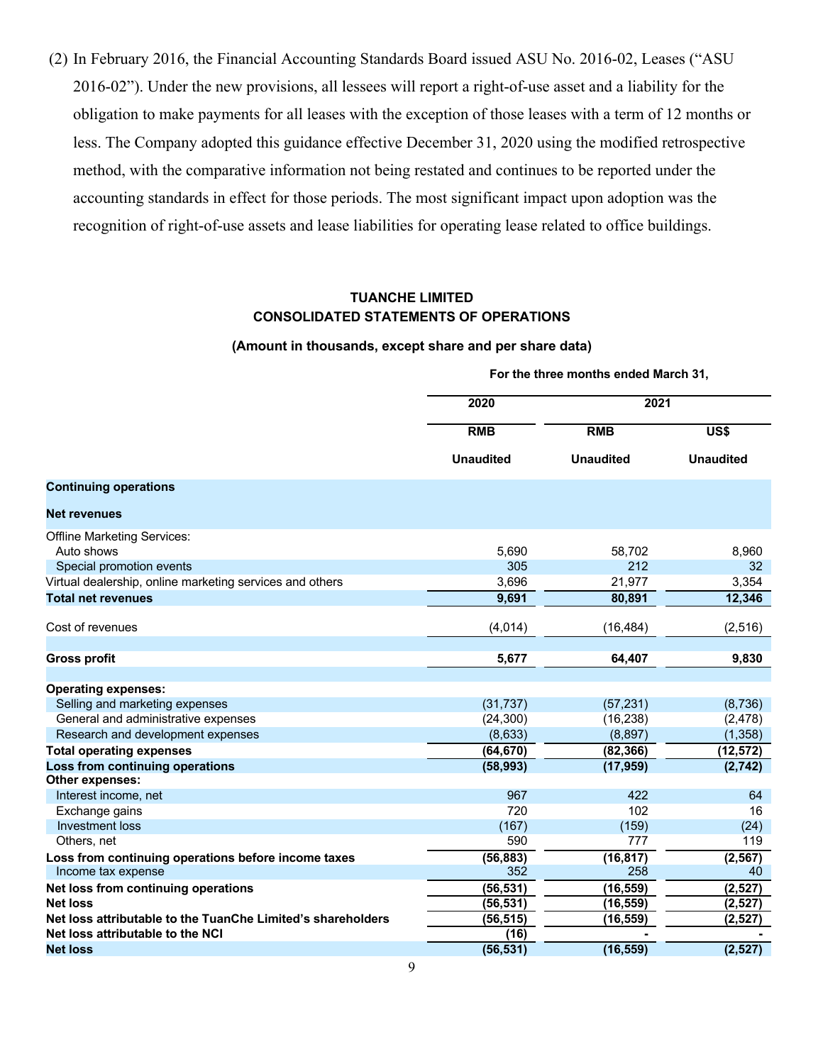(2) In February 2016, the Financial Accounting Standards Board issued ASU No. 2016-02, Leases ("ASU 2016-02"). Under the new provisions, all lessees will report a right-of-use asset and a liability for the obligation to make payments for all leases with the exception of those leases with a term of 12 months or less. The Company adopted this guidance effective December 31, 2020 using the modified retrospective method, with the comparative information not being restated and continues to be reported under the accounting standards in effect for those periods. The most significant impact upon adoption was the recognition of right-of-use assets and lease liabilities for operating lease related to office buildings.

## TUANCHE LIMITED
## CONSOLIDATED STATEMENTS OF OPERATIONS

**(Amount in thousands, except share and per share data)**

| | For the three months ended March 31, | | |
|---|---|---|---|
| | 2020 | 2021 | |
| | RMB | RMB | US$ |
| | Unaudited | Unaudited | Unaudited |
| **Continuing operations** | | | |
| **Net revenues** | | | |
| Offline Marketing Services: | | | |
| Auto shows | 5,690 | 58,702 | 8,960 |
| Special promotion events | 305 | 212 | 32 |
| Virtual dealership, online marketing services and others | 3,696 | 21,977 | 3,354 |
| **Total net revenues** | **9,691** | **80,891** | **12,346** |
| Cost of revenues | (4,014) | (16,484) | (2,516) |
| **Gross profit** | **5,677** | **64,407** | **9,830** |
| **Operating expenses:** | | | |
| Selling and marketing expenses | (31,737) | (57,231) | (8,736) |
| General and administrative expenses | (24,300) | (16,238) | (2,478) |
| Research and development expenses | (8,633) | (8,897) | (1,358) |
| **Total operating expenses** | **(64,670)** | **(82,366)** | **(12,572)** |
| **Loss from continuing operations** | **(58,993)** | **(17,959)** | **(2,742)** |
| **Other expenses:** | | | |
| Interest income, net | 967 | 422 | 64 |
| Exchange gains | 720 | 102 | 16 |
| Investment loss | (167) | (159) | (24) |
| Others, net | 590 | 777 | 119 |
| **Loss from continuing operations before income taxes** | **(56,883)** | **(16,817)** | **(2,567)** |
| Income tax expense | 352 | 258 | 40 |
| **Net loss from continuing operations** | **(56,531)** | **(16,559)** | **(2,527)** |
| **Net loss** | **(56,531)** | **(16,559)** | **(2,527)** |
| **Net loss attributable to the TuanChe Limited's shareholders** | **(56,515)** | **(16,559)** | **(2,527)** |
| **Net loss attributable to the NCI** | **(16)** | **-** | **-** |
| **Net loss** | **(56,531)** | **(16,559)** | **(2,527)** |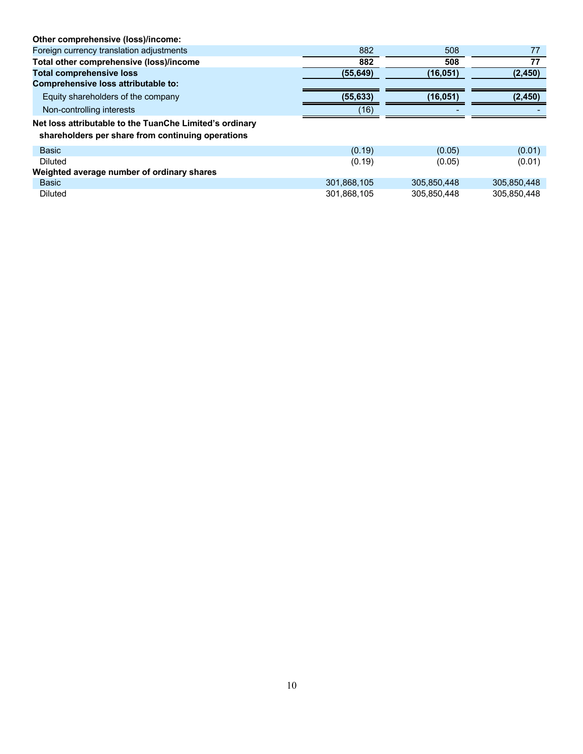| | | | |
|---|---|---|---|
| **Other comprehensive (loss)/income:** | | | |
| Foreign currency translation adjustments | 882 | 508 | 77 |
| **Total other comprehensive (loss)/income** | **882** | **508** | **77** |
| **Total comprehensive loss** | **(55,649)** | **(16,051)** | **(2,450)** |
| **Comprehensive loss attributable to:** | | | |
| Equity shareholders of the company | **(55,633)** | **(16,051)** | **(2,450)** |
| Non-controlling interests | (16) | - | - |
| **Net loss attributable to the TuanChe Limited's ordinary shareholders per share from continuing operations** | | | |
| Basic | (0.19) | (0.05) | (0.01) |
| Diluted | (0.19) | (0.05) | (0.01) |
| **Weighted average number of ordinary shares** | | | |
| Basic | 301,868,105 | 305,850,448 | 305,850,448 |
| Diluted | 301,868,105 | 305,850,448 | 305,850,448 |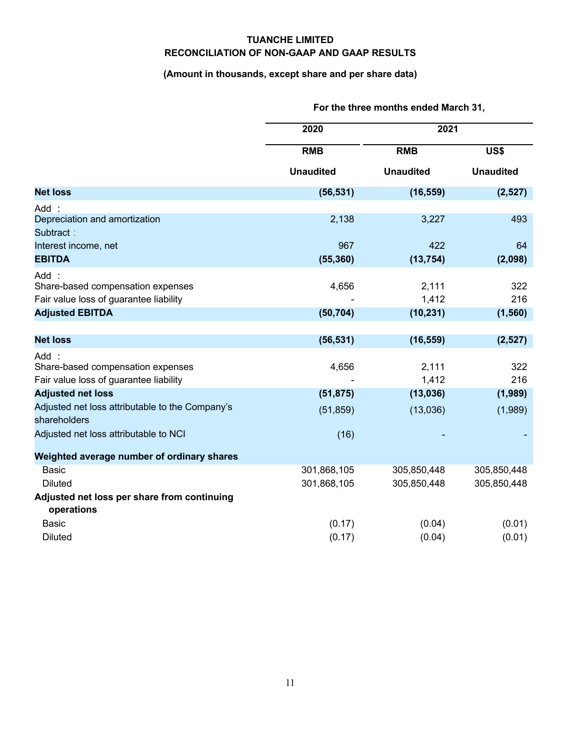**TUANCHE LIMITED**
**RECONCILIATION OF NON-GAAP AND GAAP RESULTS**

**(Amount in thousands, except share and per share data)**

| | For the three months ended March 31, | | |
|---|---|---|---|
| | **2020** | **2021** | |
| | **RMB** | **RMB** | **US$** |
| | **Unaudited** | **Unaudited** | **Unaudited** |
| **Net loss** | **(56,531)** | **(16,559)** | **(2,527)** |
| Add ： | | | |
| Depreciation and amortization | 2,138 | 3,227 | 493 |
| Subtract： | | | |
| Interest income, net | 967 | 422 | 64 |
| **EBITDA** | **(55,360)** | **(13,754)** | **(2,098)** |
| Add ： | | | |
| Share-based compensation expenses | 4,656 | 2,111 | 322 |
| Fair value loss of guarantee liability | - | 1,412 | 216 |
| **Adjusted EBITDA** | **(50,704)** | **(10,231)** | **(1,560)** |
| | | | |
| **Net loss** | **(56,531)** | **(16,559)** | **(2,527)** |
| Add ： | | | |
| Share-based compensation expenses | 4,656 | 2,111 | 322 |
| Fair value loss of guarantee liability | - | 1,412 | 216 |
| **Adjusted net loss** | **(51,875)** | **(13,036)** | **(1,989)** |
| Adjusted net loss attributable to the Company's shareholders | (51,859) | (13,036) | (1,989) |
| Adjusted net loss attributable to NCI | (16) | - | - |
| **Weighted average number of ordinary shares** | | | |
| Basic | 301,868,105 | 305,850,448 | 305,850,448 |
| Diluted | 301,868,105 | 305,850,448 | 305,850,448 |
| **Adjusted net loss per share from continuing operations** | | | |
| Basic | (0.17) | (0.04) | (0.01) |
| Diluted | (0.17) | (0.04) | (0.01) |